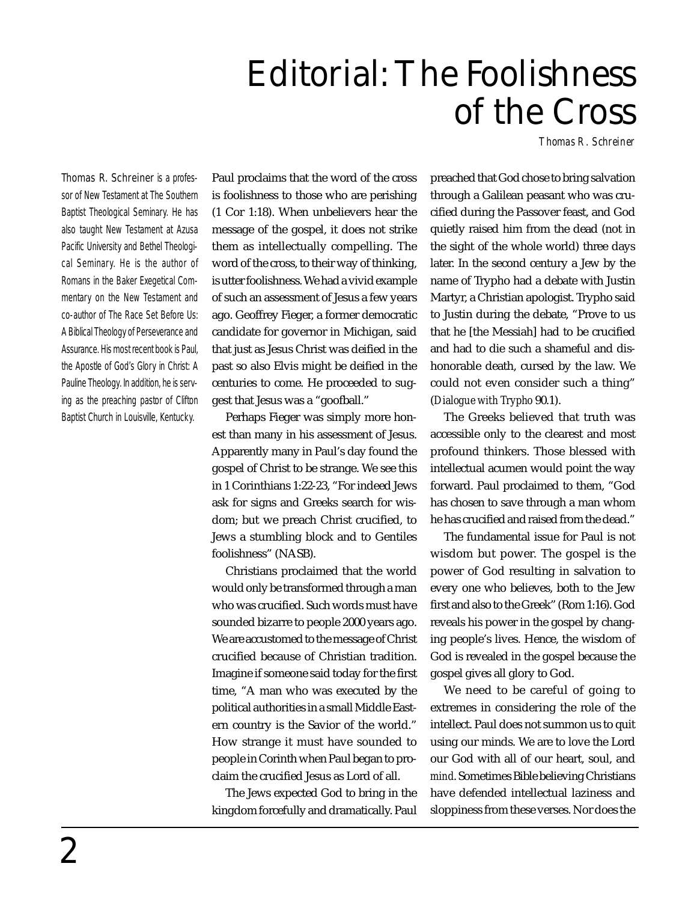# Editorial: The Foolishness of the Cross

Thomas R. Schreiner

Thomas R. Schreiner is a professor of New Testament at The Southern Baptist Theological Seminary. He has also taught New Testament at Azusa Pacific University and Bethel Theological Seminary. He is the author of Romans in the Baker Exegetical Commentary on the New Testament and co-author of The Race Set Before Us: A Biblical Theology of Perseverance and Assurance. His most recent book is Paul, the Apostle of God's Glory in Christ: A Pauline Theology. In addition, he is serving as the preaching pastor of Clifton Baptist Church in Louisville, Kentucky.

Paul proclaims that the word of the cross is foolishness to those who are perishing (1 Cor 1:18). When unbelievers hear the message of the gospel, it does not strike them as intellectually compelling. The word of the cross, to their way of thinking, is utter foolishness. We had a vivid example of such an assessment of Jesus a few years ago. Geoffrey Fieger, a former democratic candidate for governor in Michigan, said that just as Jesus Christ was deified in the past so also Elvis might be deified in the centuries to come. He proceeded to suggest that Jesus was a "goofball."

Perhaps Fieger was simply more honest than many in his assessment of Jesus. Apparently many in Paul's day found the gospel of Christ to be strange. We see this in 1 Corinthians 1:22-23, "For indeed Jews ask for signs and Greeks search for wisdom; but we preach Christ crucified, to Jews a stumbling block and to Gentiles foolishness" (NASB).

Christians proclaimed that the world would only be transformed through a man who was crucified. Such words must have sounded bizarre to people 2000 years ago. We are accustomed to the message of Christ crucified because of Christian tradition. Imagine if someone said today for the first time, "A man who was executed by the political authorities in a small Middle Eastern country is the Savior of the world." How strange it must have sounded to people in Corinth when Paul began to proclaim the crucified Jesus as Lord of all.

The Jews expected God to bring in the kingdom forcefully and dramatically. Paul preached that God chose to bring salvation through a Galilean peasant who was crucified during the Passover feast, and God quietly raised him from the dead (not in the sight of the whole world) three days later. In the second century a Jew by the name of Trypho had a debate with Justin Martyr, a Christian apologist. Trypho said to Justin during the debate, "Prove to us that he [the Messiah] had to be crucified and had to die such a shameful and dishonorable death, cursed by the law. We could not even consider such a thing" (*Dialogue with Trypho* 90.1).

The Greeks believed that truth was accessible only to the clearest and most profound thinkers. Those blessed with intellectual acumen would point the way forward. Paul proclaimed to them, "God has chosen to save through a man whom he has crucified and raised from the dead."

The fundamental issue for Paul is not wisdom but power. The gospel is the power of God resulting in salvation to every one who believes, both to the Jew first and also to the Greek" (Rom 1:16). God reveals his power in the gospel by changing people's lives. Hence, the wisdom of God is revealed in the gospel because the gospel gives all glory to God.

We need to be careful of going to extremes in considering the role of the intellect. Paul does not summon us to quit using our minds. We are to love the Lord our God with all of our heart, soul, and *mind*. Sometimes Bible believing Christians have defended intellectual laziness and sloppiness from these verses. Nor does the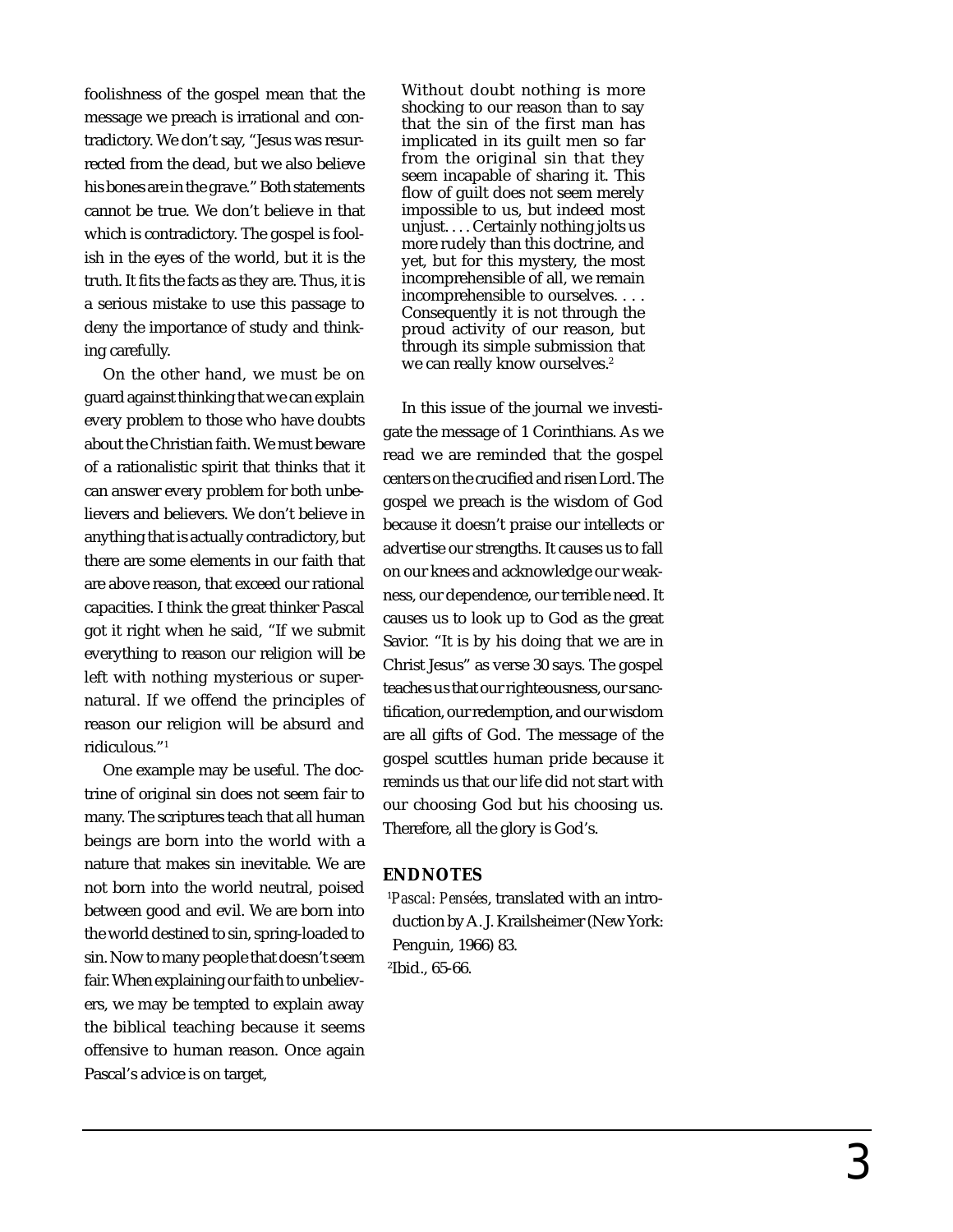foolishness of the gospel mean that the message we preach is irrational and contradictory. We don't say, "Jesus was resurrected from the dead, but we also believe his bones are in the grave." Both statements cannot be true. We don't believe in that which is contradictory. The gospel is foolish in the eyes of the world, but it is the truth. It fits the facts as they are. Thus, it is a serious mistake to use this passage to deny the importance of study and thinking carefully.

On the other hand, we must be on guard against thinking that we can explain every problem to those who have doubts about the Christian faith. We must beware of a rationalistic spirit that thinks that it can answer every problem for both unbelievers and believers. We don't believe in anything that is actually contradictory, but there are some elements in our faith that are above reason, that exceed our rational capacities. I think the great thinker Pascal got it right when he said, "If we submit everything to reason our religion will be left with nothing mysterious or supernatural. If we offend the principles of reason our religion will be absurd and ridiculous."[1]

One example may be useful. The doctrine of original sin does not seem fair to many. The scriptures teach that all human beings are born into the world with a nature that makes sin inevitable. We are not born into the world neutral, poised between good and evil. We are born into the world destined to sin, spring-loaded to sin. Now to many people that doesn't seem fair. When explaining our faith to unbelievers, we may be tempted to explain away the biblical teaching because it seems offensive to human reason. Once again Pascal's advice is on target,

> Without doubt nothing is more shocking to our reason than to say that the sin of the first man has implicated in its guilt men so far from the original sin that they seem incapable of sharing it. This flow of guilt does not seem merely impossible to us, but indeed most unjust. . . . Certainly nothing jolts us more rudely than this doctrine, and yet, but for this mystery, the most incomprehensible of all, we remain incomprehensible to ourselves. . . . Consequently it is not through the proud activity of our reason, but through its simple submission that we can really know ourselves.[2]

In this issue of the journal we investigate the message of 1 Corinthians. As we read we are reminded that the gospel centers on the crucified and risen Lord. The gospel we preach is the wisdom of God because it doesn't praise our intellects or advertise our strengths. It causes us to fall on our knees and acknowledge our weakness, our dependence, our terrible need. It causes us to look up to God as the great Savior. "It is by his doing that we are in Christ Jesus" as verse 30 says. The gospel teaches us that our righteousness, our sanctification, our redemption, and our wisdom are all gifts of God. The message of the gospel scuttles human pride because it reminds us that our life did not start with our choosing God but his choosing us. Therefore, all the glory is God's.

## ENDNOTES

[1] *Pascal: Pensées*, translated with an introduction by A. J. Krailsheimer (New York: Penguin, 1966) 83.

[2] Ibid., 65-66.